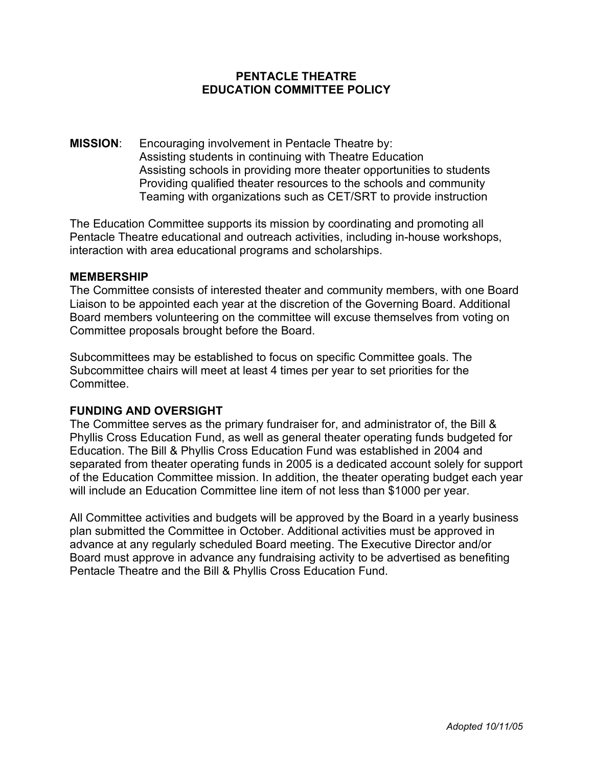# PENTACLE THEATRE
# EDUCATION COMMITTEE POLICY

**MISSION**: Encouraging involvement in Pentacle Theatre by:
Assisting students in continuing with Theatre Education
Assisting schools in providing more theater opportunities to students
Providing qualified theater resources to the schools and community
Teaming with organizations such as CET/SRT to provide instruction

The Education Committee supports its mission by coordinating and promoting all Pentacle Theatre educational and outreach activities, including in-house workshops, interaction with area educational programs and scholarships.

**MEMBERSHIP**

The Committee consists of interested theater and community members, with one Board Liaison to be appointed each year at the discretion of the Governing Board. Additional Board members volunteering on the committee will excuse themselves from voting on Committee proposals brought before the Board.

Subcommittees may be established to focus on specific Committee goals. The Subcommittee chairs will meet at least 4 times per year to set priorities for the Committee.

**FUNDING AND OVERSIGHT**

The Committee serves as the primary fundraiser for, and administrator of, the Bill & Phyllis Cross Education Fund, as well as general theater operating funds budgeted for Education. The Bill & Phyllis Cross Education Fund was established in 2004 and separated from theater operating funds in 2005 is a dedicated account solely for support of the Education Committee mission. In addition, the theater operating budget each year will include an Education Committee line item of not less than $1000 per year.

All Committee activities and budgets will be approved by the Board in a yearly business plan submitted the Committee in October. Additional activities must be approved in advance at any regularly scheduled Board meeting. The Executive Director and/or Board must approve in advance any fundraising activity to be advertised as benefiting Pentacle Theatre and the Bill & Phyllis Cross Education Fund.

*Adopted 10/11/05*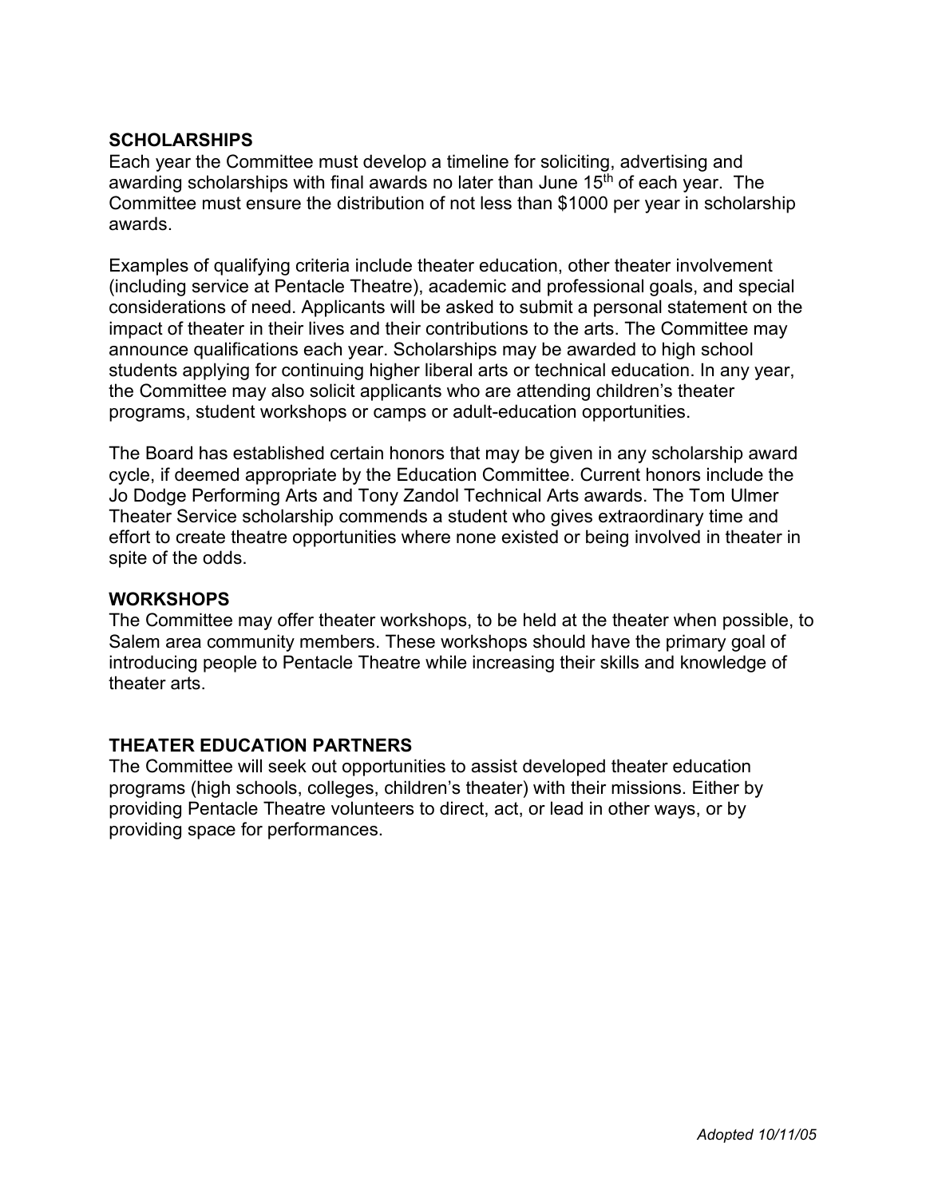## SCHOLARSHIPS

Each year the Committee must develop a timeline for soliciting, advertising and awarding scholarships with final awards no later than June 15th of each year. The Committee must ensure the distribution of not less than $1000 per year in scholarship awards.

Examples of qualifying criteria include theater education, other theater involvement (including service at Pentacle Theatre), academic and professional goals, and special considerations of need. Applicants will be asked to submit a personal statement on the impact of theater in their lives and their contributions to the arts. The Committee may announce qualifications each year. Scholarships may be awarded to high school students applying for continuing higher liberal arts or technical education. In any year, the Committee may also solicit applicants who are attending children's theater programs, student workshops or camps or adult-education opportunities.

The Board has established certain honors that may be given in any scholarship award cycle, if deemed appropriate by the Education Committee. Current honors include the Jo Dodge Performing Arts and Tony Zandol Technical Arts awards. The Tom Ulmer Theater Service scholarship commends a student who gives extraordinary time and effort to create theatre opportunities where none existed or being involved in theater in spite of the odds.

## WORKSHOPS

The Committee may offer theater workshops, to be held at the theater when possible, to Salem area community members. These workshops should have the primary goal of introducing people to Pentacle Theatre while increasing their skills and knowledge of theater arts.

## THEATER EDUCATION PARTNERS

The Committee will seek out opportunities to assist developed theater education programs (high schools, colleges, children's theater) with their missions. Either by providing Pentacle Theatre volunteers to direct, act, or lead in other ways, or by providing space for performances.

*Adopted 10/11/05*